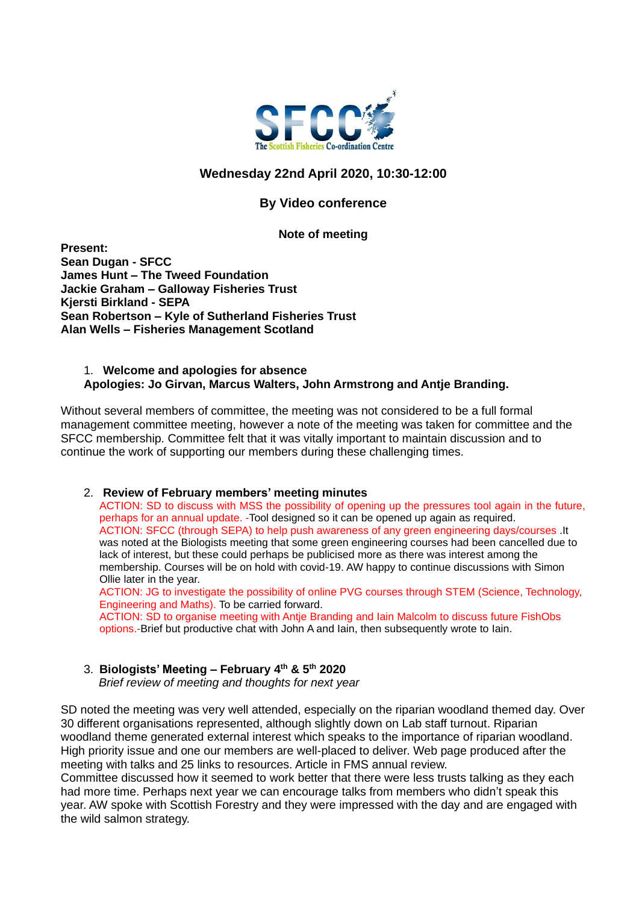**SFCC**
The Scottish Fisheries Co-ordination Centre

**Wednesday 22nd April 2020, 10:30-12:00**

**By Video conference**

**Note of meeting**

**Present:**
**Sean Dugan - SFCC**
**James Hunt – The Tweed Foundation**
**Jackie Graham – Galloway Fisheries Trust**
**Kjersti Birkland - SEPA**
**Sean Robertson – Kyle of Sutherland Fisheries Trust**
**Alan Wells – Fisheries Management Scotland**

1. **Welcome and apologies for absence**

**Apologies: Jo Girvan, Marcus Walters, John Armstrong and Antje Branding.**

Without several members of committee, the meeting was not considered to be a full formal management committee meeting, however a note of the meeting was taken for committee and the SFCC membership. Committee felt that it was vitally important to maintain discussion and to continue the work of supporting our members during these challenging times.

2. **Review of February members' meeting minutes**

ACTION: SD to discuss with MSS the possibility of opening up the pressures tool again in the future, perhaps for an annual update. -Tool designed so it can be opened up again as required.

ACTION: SFCC (through SEPA) to help push awareness of any green engineering days/courses .It was noted at the Biologists meeting that some green engineering courses had been cancelled due to lack of interest, but these could perhaps be publicised more as there was interest among the membership. Courses will be on hold with covid-19. AW happy to continue discussions with Simon Ollie later in the year.

ACTION: JG to investigate the possibility of online PVG courses through STEM (Science, Technology, Engineering and Maths). To be carried forward.

ACTION: SD to organise meeting with Antje Branding and Iain Malcolm to discuss future FishObs options.-Brief but productive chat with John A and Iain, then subsequently wrote to Iain.

3. **Biologists' Meeting – February 4th & 5th 2020**

*Brief review of meeting and thoughts for next year*

SD noted the meeting was very well attended, especially on the riparian woodland themed day. Over 30 different organisations represented, although slightly down on Lab staff turnout. Riparian woodland theme generated external interest which speaks to the importance of riparian woodland. High priority issue and one our members are well-placed to deliver. Web page produced after the meeting with talks and 25 links to resources. Article in FMS annual review.

Committee discussed how it seemed to work better that there were less trusts talking as they each had more time. Perhaps next year we can encourage talks from members who didn't speak this year. AW spoke with Scottish Forestry and they were impressed with the day and are engaged with the wild salmon strategy.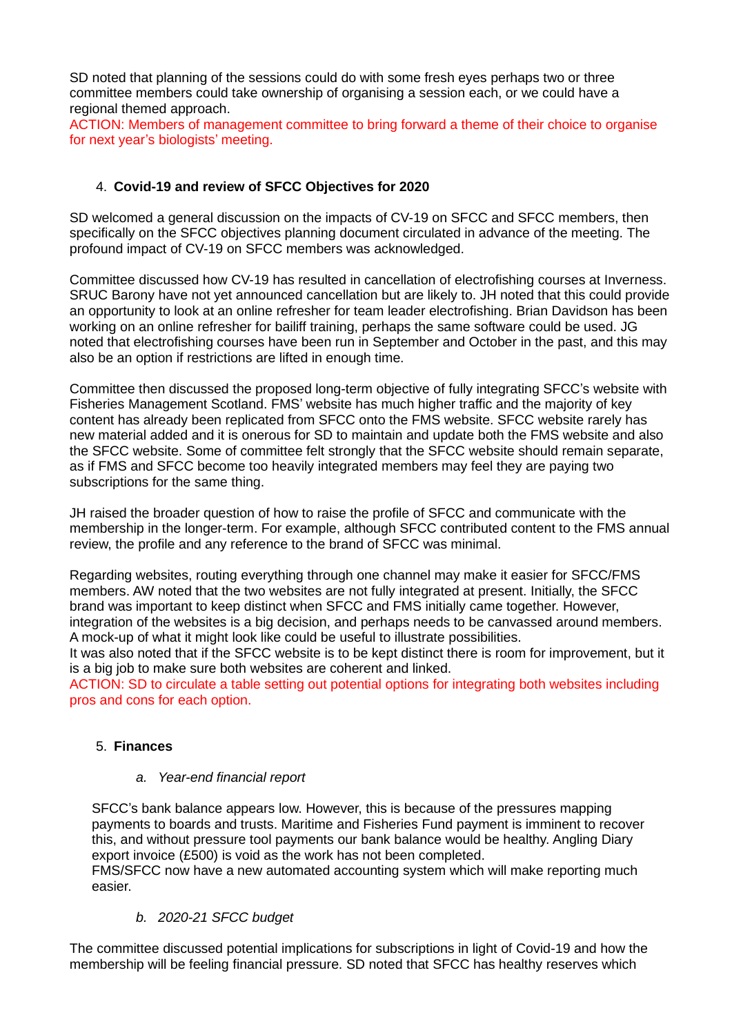SD noted that planning of the sessions could do with some fresh eyes perhaps two or three committee members could take ownership of organising a session each, or we could have a regional themed approach.
ACTION: Members of management committee to bring forward a theme of their choice to organise for next year's biologists' meeting.

4. **Covid-19 and review of SFCC Objectives for 2020**

SD welcomed a general discussion on the impacts of CV-19 on SFCC and SFCC members, then specifically on the SFCC objectives planning document circulated in advance of the meeting. The profound impact of CV-19 on SFCC members was acknowledged.

Committee discussed how CV-19 has resulted in cancellation of electrofishing courses at Inverness. SRUC Barony have not yet announced cancellation but are likely to. JH noted that this could provide an opportunity to look at an online refresher for team leader electrofishing. Brian Davidson has been working on an online refresher for bailiff training, perhaps the same software could be used. JG noted that electrofishing courses have been run in September and October in the past, and this may also be an option if restrictions are lifted in enough time.

Committee then discussed the proposed long-term objective of fully integrating SFCC's website with Fisheries Management Scotland. FMS' website has much higher traffic and the majority of key content has already been replicated from SFCC onto the FMS website. SFCC website rarely has new material added and it is onerous for SD to maintain and update both the FMS website and also the SFCC website. Some of committee felt strongly that the SFCC website should remain separate, as if FMS and SFCC become too heavily integrated members may feel they are paying two subscriptions for the same thing.

JH raised the broader question of how to raise the profile of SFCC and communicate with the membership in the longer-term. For example, although SFCC contributed content to the FMS annual review, the profile and any reference to the brand of SFCC was minimal.

Regarding websites, routing everything through one channel may make it easier for SFCC/FMS members. AW noted that the two websites are not fully integrated at present. Initially, the SFCC brand was important to keep distinct when SFCC and FMS initially came together. However, integration of the websites is a big decision, and perhaps needs to be canvassed around members. A mock-up of what it might look like could be useful to illustrate possibilities.
It was also noted that if the SFCC website is to be kept distinct there is room for improvement, but it is a big job to make sure both websites are coherent and linked.
ACTION: SD to circulate a table setting out potential options for integrating both websites including pros and cons for each option.

5. **Finances**

   a. *Year-end financial report*

SFCC's bank balance appears low. However, this is because of the pressures mapping payments to boards and trusts. Maritime and Fisheries Fund payment is imminent to recover this, and without pressure tool payments our bank balance would be healthy. Angling Diary export invoice (£500) is void as the work has not been completed.
FMS/SFCC now have a new automated accounting system which will make reporting much easier.

   b. *2020-21 SFCC budget*

The committee discussed potential implications for subscriptions in light of Covid-19 and how the membership will be feeling financial pressure. SD noted that SFCC has healthy reserves which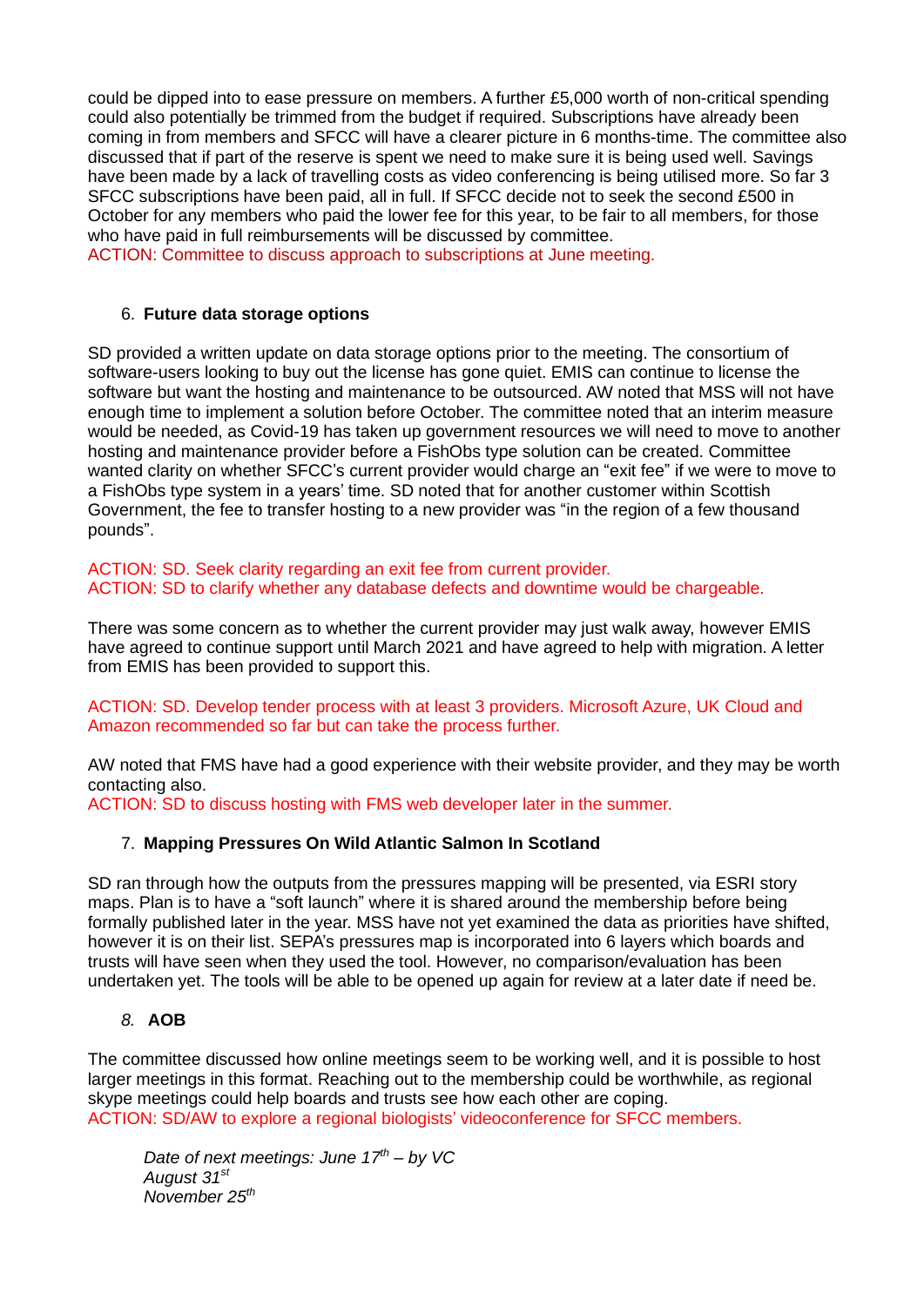could be dipped into to ease pressure on members. A further £5,000 worth of non-critical spending could also potentially be trimmed from the budget if required. Subscriptions have already been coming in from members and SFCC will have a clearer picture in 6 months-time. The committee also discussed that if part of the reserve is spent we need to make sure it is being used well. Savings have been made by a lack of travelling costs as video conferencing is being utilised more. So far 3 SFCC subscriptions have been paid, all in full. If SFCC decide not to seek the second £500 in October for any members who paid the lower fee for this year, to be fair to all members, for those who have paid in full reimbursements will be discussed by committee.
ACTION: Committee to discuss approach to subscriptions at June meeting.

6. **Future data storage options**

SD provided a written update on data storage options prior to the meeting. The consortium of software-users looking to buy out the license has gone quiet. EMIS can continue to license the software but want the hosting and maintenance to be outsourced. AW noted that MSS will not have enough time to implement a solution before October. The committee noted that an interim measure would be needed, as Covid-19 has taken up government resources we will need to move to another hosting and maintenance provider before a FishObs type solution can be created. Committee wanted clarity on whether SFCC's current provider would charge an "exit fee" if we were to move to a FishObs type system in a years' time. SD noted that for another customer within Scottish Government, the fee to transfer hosting to a new provider was "in the region of a few thousand pounds".

ACTION: SD. Seek clarity regarding an exit fee from current provider.
ACTION: SD to clarify whether any database defects and downtime would be chargeable.

There was some concern as to whether the current provider may just walk away, however EMIS have agreed to continue support until March 2021 and have agreed to help with migration. A letter from EMIS has been provided to support this.

ACTION: SD. Develop tender process with at least 3 providers. Microsoft Azure, UK Cloud and Amazon recommended so far but can take the process further.

AW noted that FMS have had a good experience with their website provider, and they may be worth contacting also.
ACTION: SD to discuss hosting with FMS web developer later in the summer.

7. **Mapping Pressures On Wild Atlantic Salmon In Scotland**

SD ran through how the outputs from the pressures mapping will be presented, via ESRI story maps. Plan is to have a "soft launch" where it is shared around the membership before being formally published later in the year. MSS have not yet examined the data as priorities have shifted, however it is on their list. SEPA's pressures map is incorporated into 6 layers which boards and trusts will have seen when they used the tool. However, no comparison/evaluation has been undertaken yet. The tools will be able to be opened up again for review at a later date if need be.

8. **AOB**

The committee discussed how online meetings seem to be working well, and it is possible to host larger meetings in this format. Reaching out to the membership could be worthwhile, as regional skype meetings could help boards and trusts see how each other are coping.
ACTION: SD/AW to explore a regional biologists' videoconference for SFCC members.

*Date of next meetings: June 17th – by VC*
*August 31st*
*November 25th*